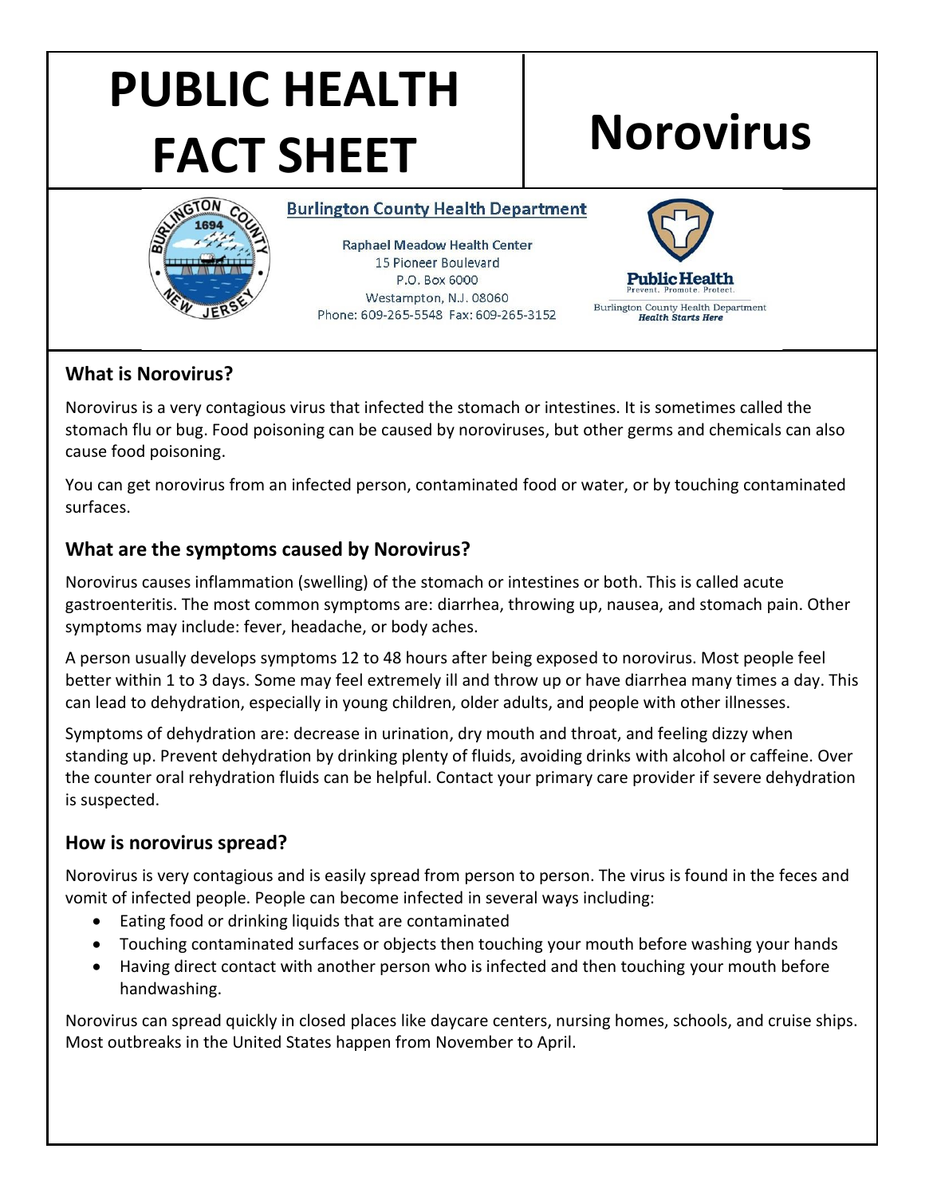# PUBLIC HEALTH FACT SHEET

# Norovirus

**Burlington County Health Department**

Raphael Meadow Health Center
15 Pioneer Boulevard
P.O. Box 6000
Westampton, N.J. 08060
Phone: 609-265-5548 Fax: 609-265-3152

**Public Health**
Prevent. Promote. Protect.
Burlington County Health Department
***Health Starts Here***

### What is Norovirus?

Norovirus is a very contagious virus that infected the stomach or intestines. It is sometimes called the stomach flu or bug. Food poisoning can be caused by noroviruses, but other germs and chemicals can also cause food poisoning.

You can get norovirus from an infected person, contaminated food or water, or by touching contaminated surfaces.

### What are the symptoms caused by Norovirus?

Norovirus causes inflammation (swelling) of the stomach or intestines or both. This is called acute gastroenteritis. The most common symptoms are: diarrhea, throwing up, nausea, and stomach pain. Other symptoms may include: fever, headache, or body aches.

A person usually develops symptoms 12 to 48 hours after being exposed to norovirus. Most people feel better within 1 to 3 days. Some may feel extremely ill and throw up or have diarrhea many times a day. This can lead to dehydration, especially in young children, older adults, and people with other illnesses.

Symptoms of dehydration are: decrease in urination, dry mouth and throat, and feeling dizzy when standing up. Prevent dehydration by drinking plenty of fluids, avoiding drinks with alcohol or caffeine. Over the counter oral rehydration fluids can be helpful. Contact your primary care provider if severe dehydration is suspected.

### How is norovirus spread?

Norovirus is very contagious and is easily spread from person to person. The virus is found in the feces and vomit of infected people. People can become infected in several ways including:

- Eating food or drinking liquids that are contaminated
- Touching contaminated surfaces or objects then touching your mouth before washing your hands
- Having direct contact with another person who is infected and then touching your mouth before handwashing.

Norovirus can spread quickly in closed places like daycare centers, nursing homes, schools, and cruise ships. Most outbreaks in the United States happen from November to April.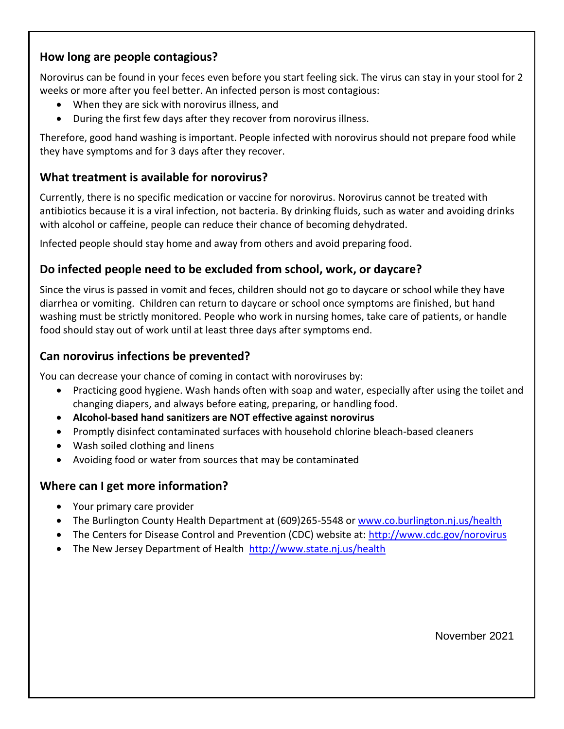## How long are people contagious?

Norovirus can be found in your feces even before you start feeling sick. The virus can stay in your stool for 2 weeks or more after you feel better. An infected person is most contagious:

- When they are sick with norovirus illness, and
- During the first few days after they recover from norovirus illness.

Therefore, good hand washing is important. People infected with norovirus should not prepare food while they have symptoms and for 3 days after they recover.

## What treatment is available for norovirus?

Currently, there is no specific medication or vaccine for norovirus. Norovirus cannot be treated with antibiotics because it is a viral infection, not bacteria. By drinking fluids, such as water and avoiding drinks with alcohol or caffeine, people can reduce their chance of becoming dehydrated.

Infected people should stay home and away from others and avoid preparing food.

## Do infected people need to be excluded from school, work, or daycare?

Since the virus is passed in vomit and feces, children should not go to daycare or school while they have diarrhea or vomiting. Children can return to daycare or school once symptoms are finished, but hand washing must be strictly monitored. People who work in nursing homes, take care of patients, or handle food should stay out of work until at least three days after symptoms end.

## Can norovirus infections be prevented?

You can decrease your chance of coming in contact with noroviruses by:

- Practicing good hygiene. Wash hands often with soap and water, especially after using the toilet and changing diapers, and always before eating, preparing, or handling food.
- **Alcohol-based hand sanitizers are NOT effective against norovirus**
- Promptly disinfect contaminated surfaces with household chlorine bleach-based cleaners
- Wash soiled clothing and linens
- Avoiding food or water from sources that may be contaminated

## Where can I get more information?

- Your primary care provider
- The Burlington County Health Department at (609)265-5548 or www.co.burlington.nj.us/health
- The Centers for Disease Control and Prevention (CDC) website at: http://www.cdc.gov/norovirus
- The New Jersey Department of Health http://www.state.nj.us/health

November 2021